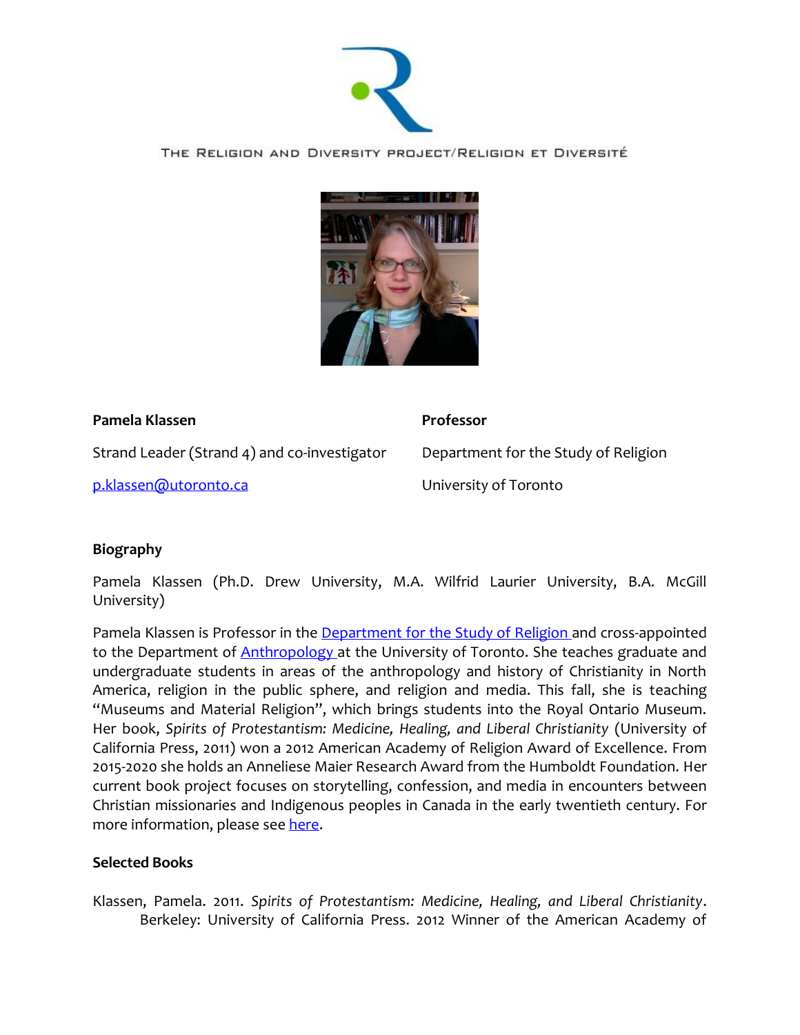The Religion and Diversity Project/Religion et Diversité

**Pamela Klassen**

Strand Leader (Strand 4) and co-investigator

p.klassen@utoronto.ca

**Professor**

Department for the Study of Religion

University of Toronto

## Biography

Pamela Klassen (Ph.D. Drew University, M.A. Wilfrid Laurier University, B.A. McGill University)

Pamela Klassen is Professor in the Department for the Study of Religion and cross-appointed to the Department of Anthropology at the University of Toronto. She teaches graduate and undergraduate students in areas of the anthropology and history of Christianity in North America, religion in the public sphere, and religion and media. This fall, she is teaching "Museums and Material Religion", which brings students into the Royal Ontario Museum. Her book, *Spirits of Protestantism: Medicine, Healing, and Liberal Christianity* (University of California Press, 2011) won a 2012 American Academy of Religion Award of Excellence. From 2015-2020 she holds an Anneliese Maier Research Award from the Humboldt Foundation. Her current book project focuses on storytelling, confession, and media in encounters between Christian missionaries and Indigenous peoples in Canada in the early twentieth century. For more information, please see here.

## Selected Books

Klassen, Pamela. 2011. *Spirits of Protestantism: Medicine, Healing, and Liberal Christianity*. Berkeley: University of California Press. 2012 Winner of the American Academy of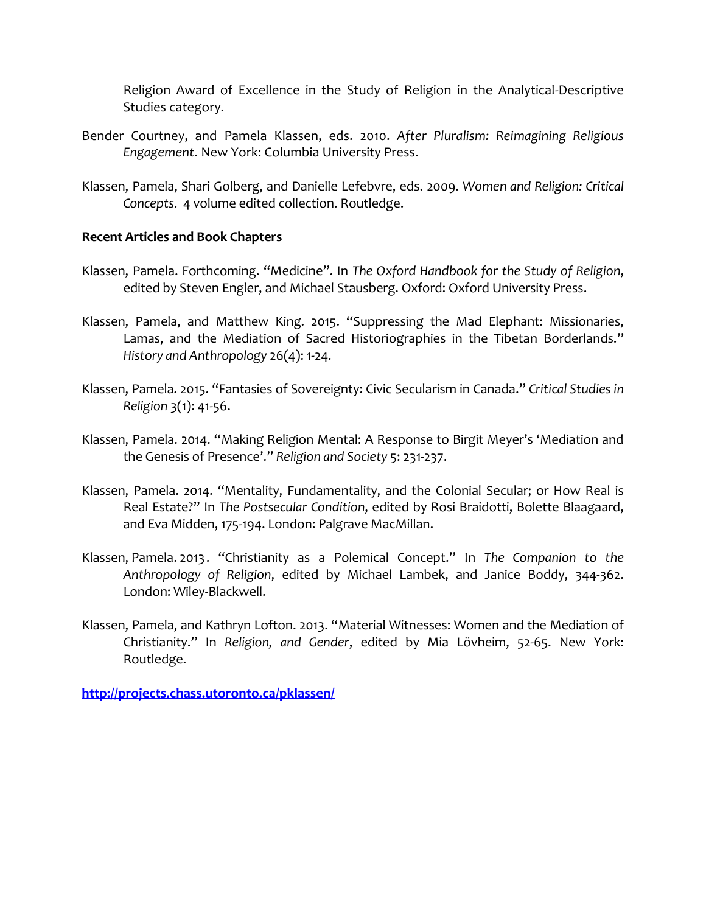Religion Award of Excellence in the Study of Religion in the Analytical-Descriptive Studies category.

Bender Courtney, and Pamela Klassen, eds. 2010. *After Pluralism: Reimagining Religious Engagement*. New York: Columbia University Press.

Klassen, Pamela, Shari Golberg, and Danielle Lefebvre, eds. 2009. *Women and Religion: Critical Concepts*. 4 volume edited collection. Routledge.

**Recent Articles and Book Chapters**

Klassen, Pamela. Forthcoming. "Medicine". In *The Oxford Handbook for the Study of Religion*, edited by Steven Engler, and Michael Stausberg. Oxford: Oxford University Press.

Klassen, Pamela, and Matthew King. 2015. "Suppressing the Mad Elephant: Missionaries, Lamas, and the Mediation of Sacred Historiographies in the Tibetan Borderlands." *History and Anthropology* 26(4): 1-24.

Klassen, Pamela. 2015. "Fantasies of Sovereignty: Civic Secularism in Canada." *Critical Studies in Religion* 3(1): 41-56.

Klassen, Pamela. 2014. "Making Religion Mental: A Response to Birgit Meyer's 'Mediation and the Genesis of Presence'." *Religion and Society* 5: 231-237.

Klassen, Pamela. 2014. "Mentality, Fundamentality, and the Colonial Secular; or How Real is Real Estate?" In *The Postsecular Condition*, edited by Rosi Braidotti, Bolette Blaagaard, and Eva Midden, 175-194. London: Palgrave MacMillan.

Klassen, Pamela. 2013. "Christianity as a Polemical Concept." In *The Companion to the Anthropology of Religion*, edited by Michael Lambek, and Janice Boddy, 344-362. London: Wiley-Blackwell.

Klassen, Pamela, and Kathryn Lofton. 2013. "Material Witnesses: Women and the Mediation of Christianity." In *Religion, and Gender*, edited by Mia Lövheim, 52-65. New York: Routledge.

**http://projects.chass.utoronto.ca/pklassen/**